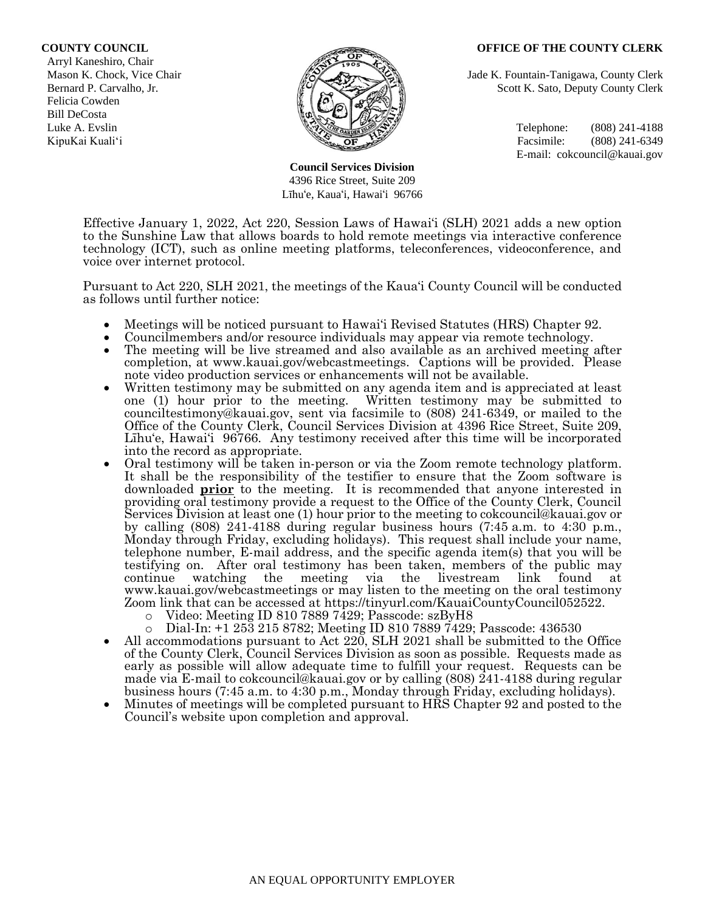**COUNTY COUNCIL**
Arryl Kaneshiro, Chair
Mason K. Chock, Vice Chair
Bernard P. Carvalho, Jr.
Felicia Cowden
Bill DeCosta
Luke A. Evslin
KipuKai Kuali'i

**OFFICE OF THE COUNTY CLERK**
Jade K. Fountain-Tanigawa, County Clerk
Scott K. Sato, Deputy County Clerk

Telephone: (808) 241-4188
Facsimile: (808) 241-6349
E-mail: cokcouncil@kauai.gov

**Council Services Division**
4396 Rice Street, Suite 209
Līhu'e, Kaua'i, Hawai'i 96766

Effective January 1, 2022, Act 220, Session Laws of Hawai'i (SLH) 2021 adds a new option to the Sunshine Law that allows boards to hold remote meetings via interactive conference technology (ICT), such as online meeting platforms, teleconferences, videoconference, and voice over internet protocol.

Pursuant to Act 220, SLH 2021, the meetings of the Kaua'i County Council will be conducted as follows until further notice:

- Meetings will be noticed pursuant to Hawai'i Revised Statutes (HRS) Chapter 92.
- Councilmembers and/or resource individuals may appear via remote technology.
- The meeting will be live streamed and also available as an archived meeting after completion, at www.kauai.gov/webcastmeetings. Captions will be provided. Please note video production services or enhancements will not be available.
- Written testimony may be submitted on any agenda item and is appreciated at least one (1) hour prior to the meeting. Written testimony may be submitted to counciltestimony@kauai.gov, sent via facsimile to (808) 241-6349, or mailed to the Office of the County Clerk, Council Services Division at 4396 Rice Street, Suite 209, Līhu'e, Hawai'i 96766. Any testimony received after this time will be incorporated into the record as appropriate.
- Oral testimony will be taken in-person or via the Zoom remote technology platform. It shall be the responsibility of the testifier to ensure that the Zoom software is downloaded **prior** to the meeting. It is recommended that anyone interested in providing oral testimony provide a request to the Office of the County Clerk, Council Services Division at least one (1) hour prior to the meeting to cokcouncil@kauai.gov or by calling (808) 241-4188 during regular business hours (7:45 a.m. to 4:30 p.m., Monday through Friday, excluding holidays). This request shall include your name, telephone number, E-mail address, and the specific agenda item(s) that you will be testifying on. After oral testimony has been taken, members of the public may continue watching the meeting via the livestream link found at www.kauai.gov/webcastmeetings or may listen to the meeting on the oral testimony Zoom link that can be accessed at https://tinyurl.com/KauaiCountyCouncil052522.
  - Video: Meeting ID 810 7889 7429; Passcode: szByH8
  - Dial-In: +1 253 215 8782; Meeting ID 810 7889 7429; Passcode: 436530
- All accommodations pursuant to Act 220, SLH 2021 shall be submitted to the Office of the County Clerk, Council Services Division as soon as possible. Requests made as early as possible will allow adequate time to fulfill your request. Requests can be made via E-mail to cokcouncil@kauai.gov or by calling (808) 241-4188 during regular business hours (7:45 a.m. to 4:30 p.m., Monday through Friday, excluding holidays).
- Minutes of meetings will be completed pursuant to HRS Chapter 92 and posted to the Council's website upon completion and approval.

AN EQUAL OPPORTUNITY EMPLOYER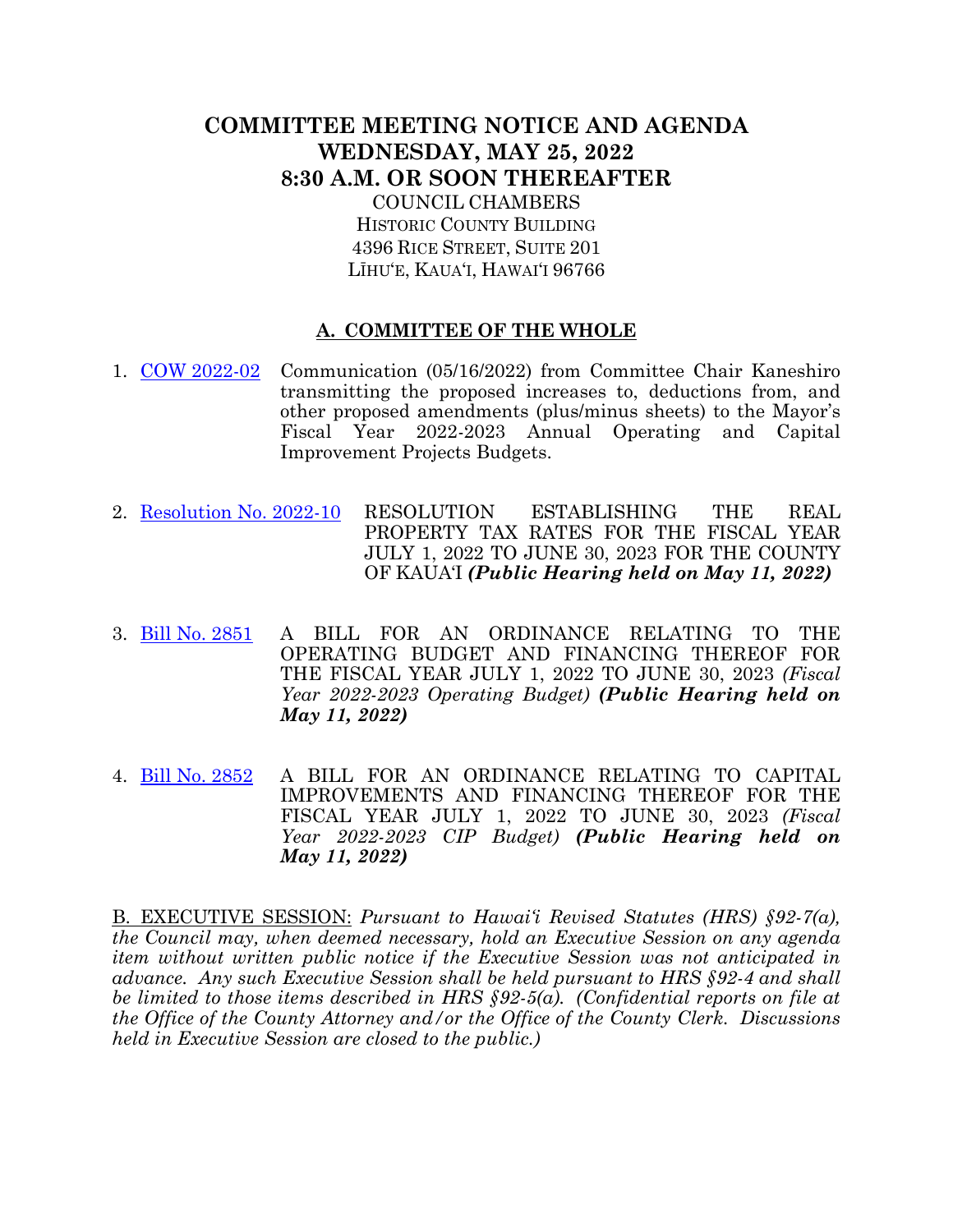# COMMITTEE MEETING NOTICE AND AGENDA
# WEDNESDAY, MAY 25, 2022
# 8:30 A.M. OR SOON THEREAFTER

COUNCIL CHAMBERS
HISTORIC COUNTY BUILDING
4396 RICE STREET, SUITE 201
LĪHU'E, KAUA'I, HAWAI'I 96766

## A. COMMITTEE OF THE WHOLE

1. COW 2022-02 Communication (05/16/2022) from Committee Chair Kaneshiro transmitting the proposed increases to, deductions from, and other proposed amendments (plus/minus sheets) to the Mayor's Fiscal Year 2022-2023 Annual Operating and Capital Improvement Projects Budgets.

2. Resolution No. 2022-10 RESOLUTION ESTABLISHING THE REAL PROPERTY TAX RATES FOR THE FISCAL YEAR JULY 1, 2022 TO JUNE 30, 2023 FOR THE COUNTY OF KAUA'I ***(Public Hearing held on May 11, 2022)***

3. Bill No. 2851 A BILL FOR AN ORDINANCE RELATING TO THE OPERATING BUDGET AND FINANCING THEREOF FOR THE FISCAL YEAR JULY 1, 2022 TO JUNE 30, 2023 *(Fiscal Year 2022-2023 Operating Budget)* ***(Public Hearing held on May 11, 2022)***

4. Bill No. 2852 A BILL FOR AN ORDINANCE RELATING TO CAPITAL IMPROVEMENTS AND FINANCING THEREOF FOR THE FISCAL YEAR JULY 1, 2022 TO JUNE 30, 2023 *(Fiscal Year 2022-2023 CIP Budget)* ***(Public Hearing held on May 11, 2022)***

B. EXECUTIVE SESSION: *Pursuant to Hawai'i Revised Statutes (HRS) §92-7(a), the Council may, when deemed necessary, hold an Executive Session on any agenda item without written public notice if the Executive Session was not anticipated in advance. Any such Executive Session shall be held pursuant to HRS §92-4 and shall be limited to those items described in HRS §92-5(a). (Confidential reports on file at the Office of the County Attorney and/or the Office of the County Clerk. Discussions held in Executive Session are closed to the public.)*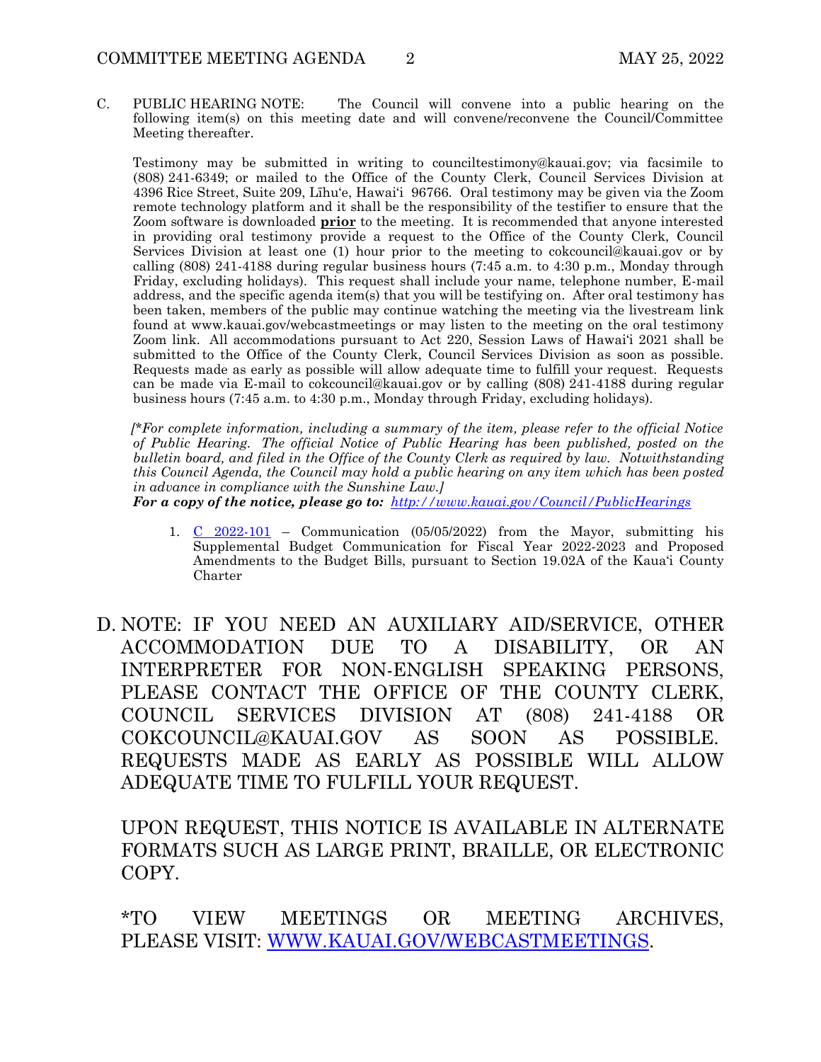C. PUBLIC HEARING NOTE: The Council will convene into a public hearing on the following item(s) on this meeting date and will convene/reconvene the Council/Committee Meeting thereafter.

Testimony may be submitted in writing to counciltestimony@kauai.gov; via facsimile to (808) 241-6349; or mailed to the Office of the County Clerk, Council Services Division at 4396 Rice Street, Suite 209, Līhu'e, Hawai'i 96766. Oral testimony may be given via the Zoom remote technology platform and it shall be the responsibility of the testifier to ensure that the Zoom software is downloaded **prior** to the meeting. It is recommended that anyone interested in providing oral testimony provide a request to the Office of the County Clerk, Council Services Division at least one (1) hour prior to the meeting to cokcouncil@kauai.gov or by calling (808) 241-4188 during regular business hours (7:45 a.m. to 4:30 p.m., Monday through Friday, excluding holidays). This request shall include your name, telephone number, E-mail address, and the specific agenda item(s) that you will be testifying on. After oral testimony has been taken, members of the public may continue watching the meeting via the livestream link found at www.kauai.gov/webcastmeetings or may listen to the meeting on the oral testimony Zoom link. All accommodations pursuant to Act 220, Session Laws of Hawai'i 2021 shall be submitted to the Office of the County Clerk, Council Services Division as soon as possible. Requests made as early as possible will allow adequate time to fulfill your request. Requests can be made via E-mail to cokcouncil@kauai.gov or by calling (808) 241-4188 during regular business hours (7:45 a.m. to 4:30 p.m., Monday through Friday, excluding holidays).

*[*For complete information, including a summary of the item, please refer to the official Notice of Public Hearing. The official Notice of Public Hearing has been published, posted on the bulletin board, and filed in the Office of the County Clerk as required by law. Notwithstanding this Council Agenda, the Council may hold a public hearing on any item which has been posted in advance in compliance with the Sunshine Law.]*
***For a copy of the notice, please go to:*** *http://www.kauai.gov/Council/PublicHearings*

1. C 2022-101 – Communication (05/05/2022) from the Mayor, submitting his Supplemental Budget Communication for Fiscal Year 2022-2023 and Proposed Amendments to the Budget Bills, pursuant to Section 19.02A of the Kaua'i County Charter

D. NOTE: IF YOU NEED AN AUXILIARY AID/SERVICE, OTHER ACCOMMODATION DUE TO A DISABILITY, OR AN INTERPRETER FOR NON-ENGLISH SPEAKING PERSONS, PLEASE CONTACT THE OFFICE OF THE COUNTY CLERK, COUNCIL SERVICES DIVISION AT (808) 241-4188 OR COKCOUNCIL@KAUAI.GOV AS SOON AS POSSIBLE. REQUESTS MADE AS EARLY AS POSSIBLE WILL ALLOW ADEQUATE TIME TO FULFILL YOUR REQUEST.

UPON REQUEST, THIS NOTICE IS AVAILABLE IN ALTERNATE FORMATS SUCH AS LARGE PRINT, BRAILLE, OR ELECTRONIC COPY.

*TO VIEW MEETINGS OR MEETING ARCHIVES, PLEASE VISIT: WWW.KAUAI.GOV/WEBCASTMEETINGS.